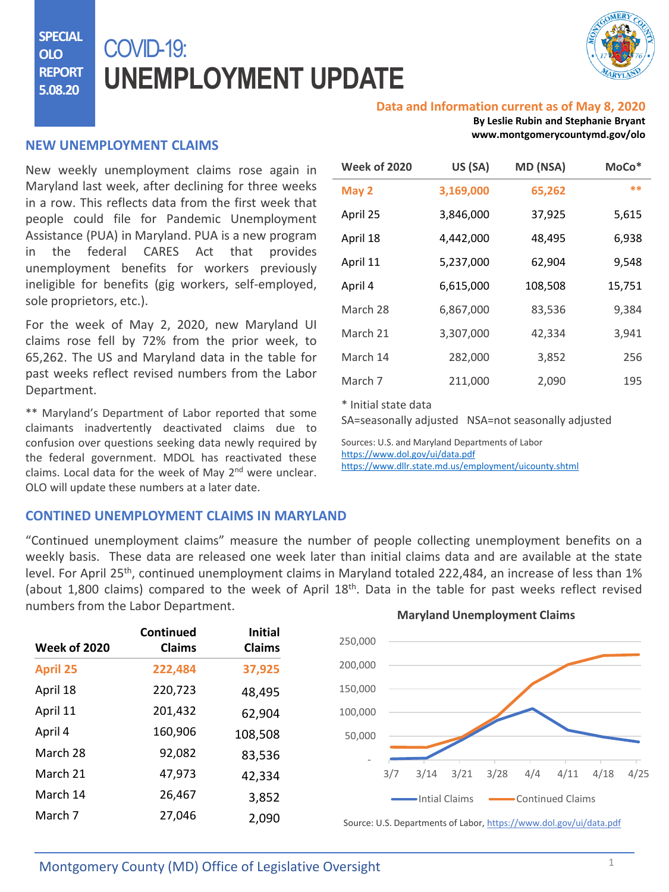SPECIAL OLO REPORT 5.08.20

# COVID-19: UNEMPLOYMENT UPDATE

**Data and Information current as of May 8, 2020**

**By Leslie Rubin and Stephanie Bryant**
**www.montgomerycountymd.gov/olo**

## NEW UNEMPLOYMENT CLAIMS

New weekly unemployment claims rose again in Maryland last week, after declining for three weeks in a row. This reflects data from the first week that people could file for Pandemic Unemployment Assistance (PUA) in Maryland. PUA is a new program in the federal CARES Act that provides unemployment benefits for workers previously ineligible for benefits (gig workers, self-employed, sole proprietors, etc.).

For the week of May 2, 2020, new Maryland UI claims rose fell by 72% from the prior week, to 65,262. The US and Maryland data in the table for past weeks reflect revised numbers from the Labor Department.

** Maryland's Department of Labor reported that some claimants inadvertently deactivated claims due to confusion over questions seeking data newly required by the federal government. MDOL has reactivated these claims. Local data for the week of May 2nd were unclear. OLO will update these numbers at a later date.

| Week of 2020 | US (SA) | MD (NSA) | MoCo* |
|---|---|---|---|
| **May 2** | **3,169,000** | **65,262** | ** |
| April 25 | 3,846,000 | 37,925 | 5,615 |
| April 18 | 4,442,000 | 48,495 | 6,938 |
| April 11 | 5,237,000 | 62,904 | 9,548 |
| April 4 | 6,615,000 | 108,508 | 15,751 |
| March 28 | 6,867,000 | 83,536 | 9,384 |
| March 21 | 3,307,000 | 42,334 | 3,941 |
| March 14 | 282,000 | 3,852 | 256 |
| March 7 | 211,000 | 2,090 | 195 |

\* Initial state data
SA=seasonally adjusted NSA=not seasonally adjusted

Sources: U.S. and Maryland Departments of Labor
https://www.dol.gov/ui/data.pdf
https://www.dllr.state.md.us/employment/uicounty.shtml

## CONTINED UNEMPLOYMENT CLAIMS IN MARYLAND

"Continued unemployment claims" measure the number of people collecting unemployment benefits on a weekly basis. These data are released one week later than initial claims data and are available at the state level. For April 25th, continued unemployment claims in Maryland totaled 222,484, an increase of less than 1% (about 1,800 claims) compared to the week of April 18th. Data in the table for past weeks reflect revised numbers from the Labor Department.

| Week of 2020 | Continued Claims | Initial Claims |
|---|---|---|
| **April 25** | **222,484** | **37,925** |
| April 18 | 220,723 | 48,495 |
| April 11 | 201,432 | 62,904 |
| April 4 | 160,906 | 108,508 |
| March 28 | 92,082 | 83,536 |
| March 21 | 47,973 | 42,334 |
| March 14 | 26,467 | 3,852 |
| March 7 | 27,046 | 2,090 |

**Maryland Unemployment Claims**

Source: U.S. Departments of Labor, https://www.dol.gov/ui/data.pdf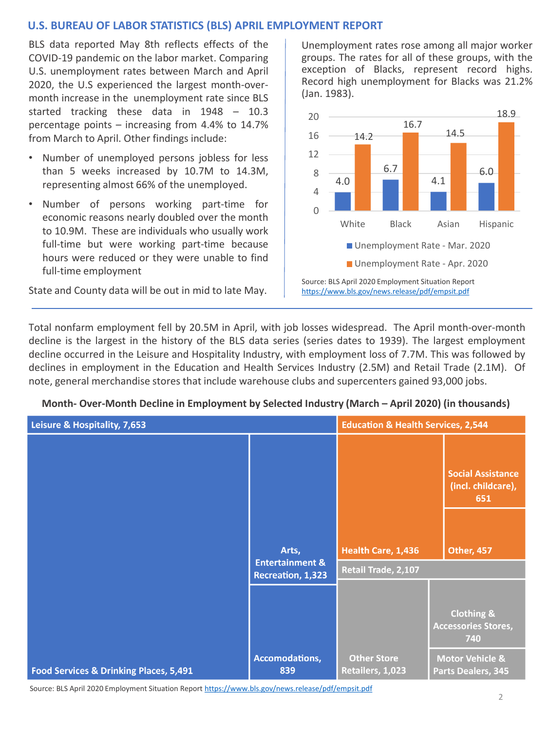## U.S. BUREAU OF LABOR STATISTICS (BLS) APRIL EMPLOYMENT REPORT

BLS data reported May 8th reflects effects of the COVID-19 pandemic on the labor market. Comparing U.S. unemployment rates between March and April 2020, the U.S experienced the largest month-over-month increase in the unemployment rate since BLS started tracking these data in 1948 – 10.3 percentage points – increasing from 4.4% to 14.7% from March to April. Other findings include:

- Number of unemployed persons jobless for less than 5 weeks increased by 10.7M to 14.3M, representing almost 66% of the unemployed.
- Number of persons working part-time for economic reasons nearly doubled over the month to 10.9M. These are individuals who usually work full-time but were working part-time because hours were reduced or they were unable to find full-time employment

State and County data will be out in mid to late May.

Unemployment rates rose among all major worker groups. The rates for all of these groups, with the exception of Blacks, represent record highs. Record high unemployment for Blacks was 21.2% (Jan. 1983).

20
16
12
8
4
0

White: 4.0, 14.2
Black: 6.7, 16.7
Asian: 4.1, 14.5
Hispanic: 6.0, 18.9

Unemployment Rate - Mar. 2020
Unemployment Rate - Apr. 2020

Source: BLS April 2020 Employment Situation Report https://www.bls.gov/news.release/pdf/empsit.pdf

---

Total nonfarm employment fell by 20.5M in April, with job losses widespread. The April month-over-month decline is the largest in the history of the BLS data series (series dates to 1939). The largest employment decline occurred in the Leisure and Hospitality Industry, with employment loss of 7.7M. This was followed by declines in employment in the Education and Health Services Industry (2.5M) and Retail Trade (2.1M). Of note, general merchandise stores that include warehouse clubs and supercenters gained 93,000 jobs.

**Month- Over-Month Decline in Employment by Selected Industry (March – April 2020) (in thousands)**

Leisure & Hospitality, 7,653
Food Services & Drinking Places, 5,491
Arts, Entertainment & Recreation, 1,323
Accomodations, 839
Education & Health Services, 2,544
Health Care, 1,436
Social Assistance (incl. childcare), 651
Other, 457
Retail Trade, 2,107
Other Store Retailers, 1,023
Clothing & Accessories Stores, 740
Motor Vehicle & Parts Dealers, 345

Source: BLS April 2020 Employment Situation Report https://www.bls.gov/news.release/pdf/empsit.pdf